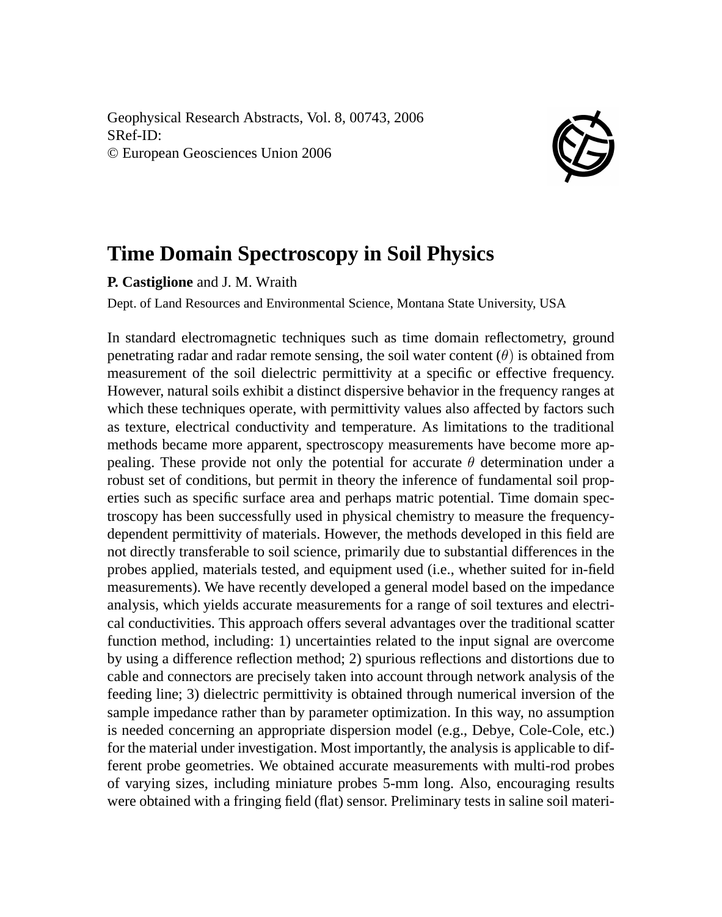Geophysical Research Abstracts, Vol. 8, 00743, 2006
SRef-ID:
© European Geosciences Union 2006

# Time Domain Spectroscopy in Soil Physics

**P. Castiglione** and J. M. Wraith

Dept. of Land Resources and Environmental Science, Montana State University, USA

In standard electromagnetic techniques such as time domain reflectometry, ground penetrating radar and radar remote sensing, the soil water content ($\theta$) is obtained from measurement of the soil dielectric permittivity at a specific or effective frequency. However, natural soils exhibit a distinct dispersive behavior in the frequency ranges at which these techniques operate, with permittivity values also affected by factors such as texture, electrical conductivity and temperature. As limitations to the traditional methods became more apparent, spectroscopy measurements have become more appealing. These provide not only the potential for accurate $\theta$ determination under a robust set of conditions, but permit in theory the inference of fundamental soil properties such as specific surface area and perhaps matric potential. Time domain spectroscopy has been successfully used in physical chemistry to measure the frequency-dependent permittivity of materials. However, the methods developed in this field are not directly transferable to soil science, primarily due to substantial differences in the probes applied, materials tested, and equipment used (i.e., whether suited for in-field measurements). We have recently developed a general model based on the impedance analysis, which yields accurate measurements for a range of soil textures and electrical conductivities. This approach offers several advantages over the traditional scatter function method, including: 1) uncertainties related to the input signal are overcome by using a difference reflection method; 2) spurious reflections and distortions due to cable and connectors are precisely taken into account through network analysis of the feeding line; 3) dielectric permittivity is obtained through numerical inversion of the sample impedance rather than by parameter optimization. In this way, no assumption is needed concerning an appropriate dispersion model (e.g., Debye, Cole-Cole, etc.) for the material under investigation. Most importantly, the analysis is applicable to different probe geometries. We obtained accurate measurements with multi-rod probes of varying sizes, including miniature probes 5-mm long. Also, encouraging results were obtained with a fringing field (flat) sensor. Preliminary tests in saline soil materi-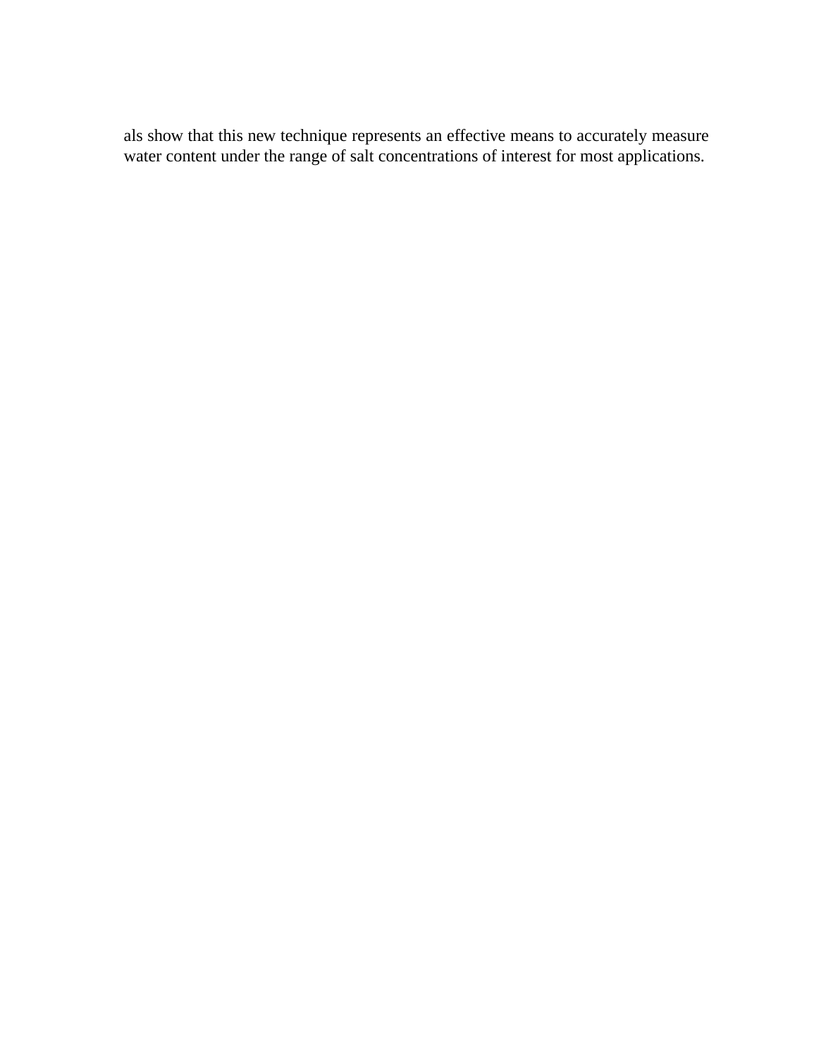als show that this new technique represents an effective means to accurately measure water content under the range of salt concentrations of interest for most applications.